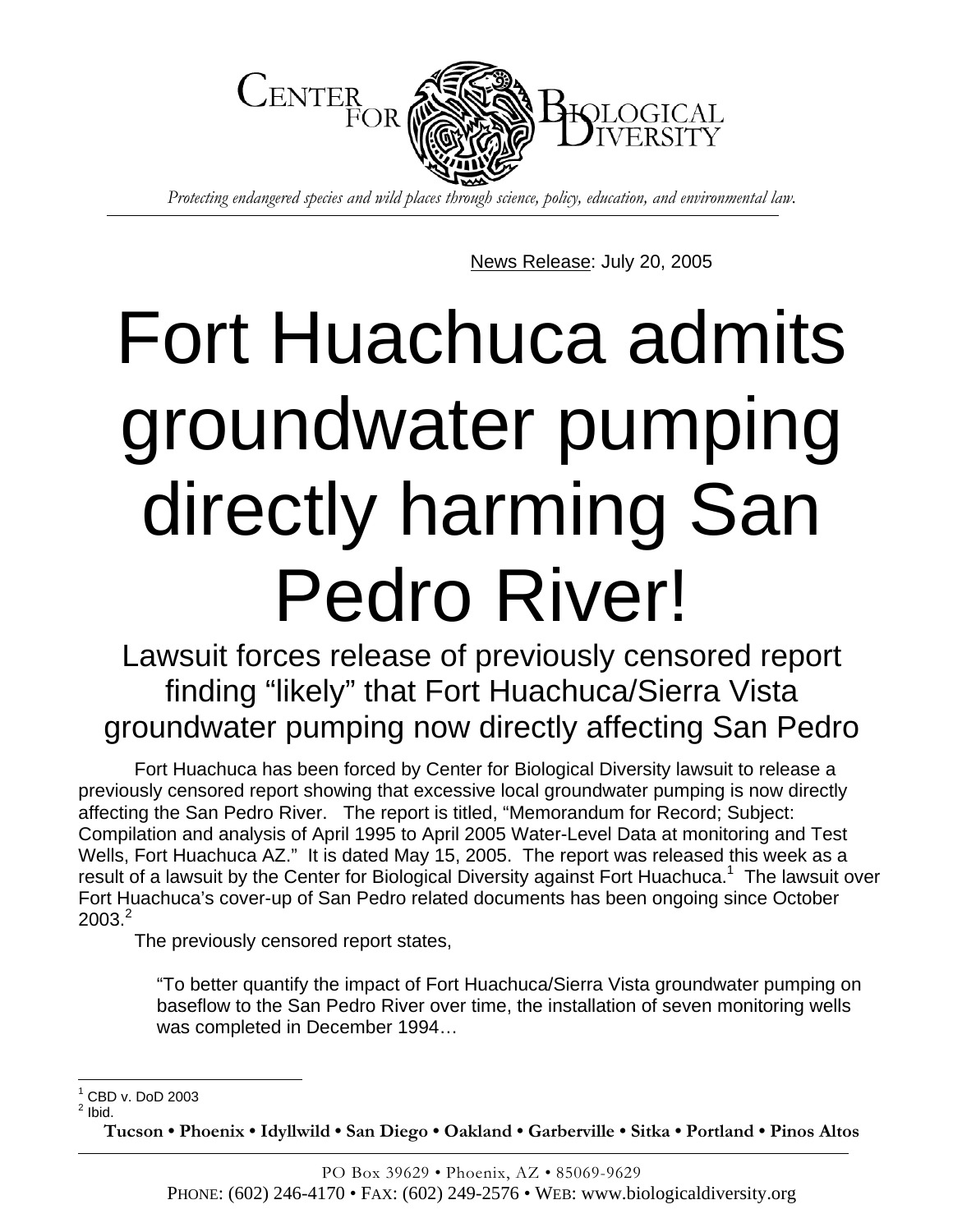Center for Biological Diversity

*Protecting endangered species and wild places through science, policy, education, and environmental law.*

News Release: July 20, 2005

# Fort Huachuca admits groundwater pumping directly harming San Pedro River!

## Lawsuit forces release of previously censored report finding "likely" that Fort Huachuca/Sierra Vista groundwater pumping now directly affecting San Pedro

Fort Huachuca has been forced by Center for Biological Diversity lawsuit to release a previously censored report showing that excessive local groundwater pumping is now directly affecting the San Pedro River. The report is titled, "Memorandum for Record; Subject: Compilation and analysis of April 1995 to April 2005 Water-Level Data at monitoring and Test Wells, Fort Huachuca AZ." It is dated May 15, 2005. The report was released this week as a result of a lawsuit by the Center for Biological Diversity against Fort Huachuca.[1] The lawsuit over Fort Huachuca's cover-up of San Pedro related documents has been ongoing since October 2003.[2]

The previously censored report states,

> "To better quantify the impact of Fort Huachuca/Sierra Vista groundwater pumping on baseflow to the San Pedro River over time, the installation of seven monitoring wells was completed in December 1994…

[1] CBD v. DoD 2003

[2] Ibid.

Tucson • Phoenix • Idyllwild • San Diego • Oakland • Garberville • Sitka • Portland • Pinos Altos

PO Box 39629 • Phoenix, AZ • 85069-9629

PHONE: (602) 246-4170 • FAX: (602) 249-2576 • WEB: www.biologicaldiversity.org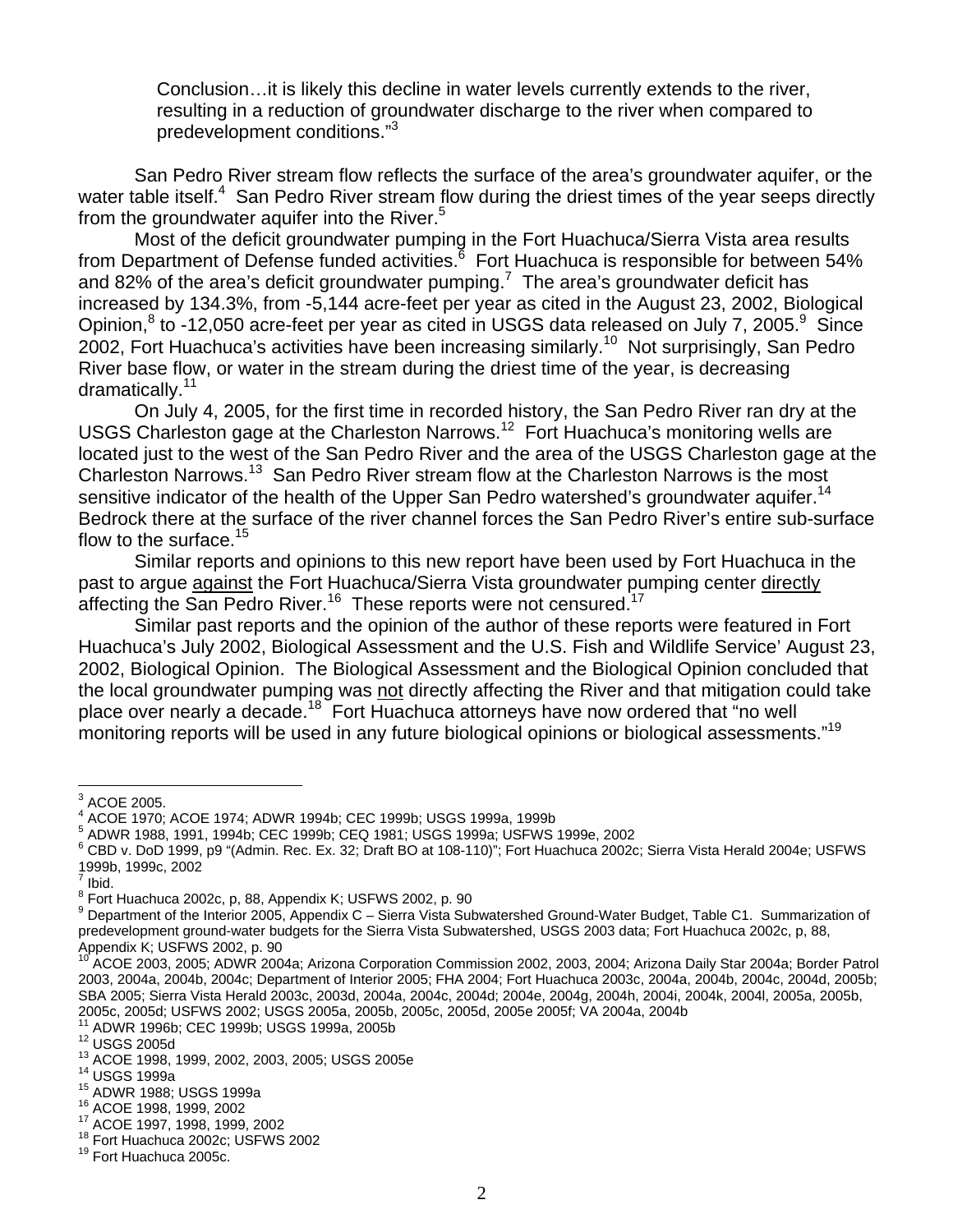> Conclusion…it is likely this decline in water levels currently extends to the river, resulting in a reduction of groundwater discharge to the river when compared to predevelopment conditions."[3]

San Pedro River stream flow reflects the surface of the area's groundwater aquifer, or the water table itself.[4] San Pedro River stream flow during the driest times of the year seeps directly from the groundwater aquifer into the River.[5]

Most of the deficit groundwater pumping in the Fort Huachuca/Sierra Vista area results from Department of Defense funded activities.[6] Fort Huachuca is responsible for between 54% and 82% of the area's deficit groundwater pumping.[7] The area's groundwater deficit has increased by 134.3%, from -5,144 acre-feet per year as cited in the August 23, 2002, Biological Opinion,[8] to -12,050 acre-feet per year as cited in USGS data released on July 7, 2005.[9] Since 2002, Fort Huachuca's activities have been increasing similarly.[10] Not surprisingly, San Pedro River base flow, or water in the stream during the driest time of the year, is decreasing dramatically.[11]

On July 4, 2005, for the first time in recorded history, the San Pedro River ran dry at the USGS Charleston gage at the Charleston Narrows.[12] Fort Huachuca's monitoring wells are located just to the west of the San Pedro River and the area of the USGS Charleston gage at the Charleston Narrows.[13] San Pedro River stream flow at the Charleston Narrows is the most sensitive indicator of the health of the Upper San Pedro watershed's groundwater aquifer.[14] Bedrock there at the surface of the river channel forces the San Pedro River's entire sub-surface flow to the surface.[15]

Similar reports and opinions to this new report have been used by Fort Huachuca in the past to argue <u>against</u> the Fort Huachuca/Sierra Vista groundwater pumping center <u>directly</u> affecting the San Pedro River.[16] These reports were not censured.[17]

Similar past reports and the opinion of the author of these reports were featured in Fort Huachuca's July 2002, Biological Assessment and the U.S. Fish and Wildlife Service' August 23, 2002, Biological Opinion. The Biological Assessment and the Biological Opinion concluded that the local groundwater pumping was <u>not</u> directly affecting the River and that mitigation could take place over nearly a decade.[18] Fort Huachuca attorneys have now ordered that "no well monitoring reports will be used in any future biological opinions or biological assessments."[19]

---

[3] ACOE 2005.
[4] ACOE 1970; ACOE 1974; ADWR 1994b; CEC 1999b; USGS 1999a, 1999b
[5] ADWR 1988, 1991, 1994b; CEC 1999b; CEQ 1981; USGS 1999a; USFWS 1999e, 2002
[6] CBD v. DoD 1999, p9 "(Admin. Rec. Ex. 32; Draft BO at 108-110)"; Fort Huachuca 2002c; Sierra Vista Herald 2004e; USFWS 1999b, 1999c, 2002
[7] Ibid.
[8] Fort Huachuca 2002c, p, 88, Appendix K; USFWS 2002, p. 90
[9] Department of the Interior 2005, Appendix C – Sierra Vista Subwatershed Ground-Water Budget, Table C1. Summarization of predevelopment ground-water budgets for the Sierra Vista Subwatershed, USGS 2003 data; Fort Huachuca 2002c, p, 88, Appendix K; USFWS 2002, p. 90
[10] ACOE 2003, 2005; ADWR 2004a; Arizona Corporation Commission 2002, 2003, 2004; Arizona Daily Star 2004a; Border Patrol 2003, 2004a, 2004b, 2004c; Department of Interior 2005; FHA 2004; Fort Huachuca 2003c, 2004a, 2004b, 2004c, 2004d, 2005b; SBA 2005; Sierra Vista Herald 2003c, 2003d, 2004a, 2004c, 2004d; 2004e, 2004g, 2004h, 2004i, 2004k, 2004l, 2005a, 2005b, 2005c, 2005d; USFWS 2002; USGS 2005a, 2005b, 2005c, 2005d, 2005e 2005f; VA 2004a, 2004b
[11] ADWR 1996b; CEC 1999b; USGS 1999a, 2005b
[12] USGS 2005d
[13] ACOE 1998, 1999, 2002, 2003, 2005; USGS 2005e
[14] USGS 1999a
[15] ADWR 1988; USGS 1999a
[16] ACOE 1998, 1999, 2002
[17] ACOE 1997, 1998, 1999, 2002
[18] Fort Huachuca 2002c; USFWS 2002
[19] Fort Huachuca 2005c.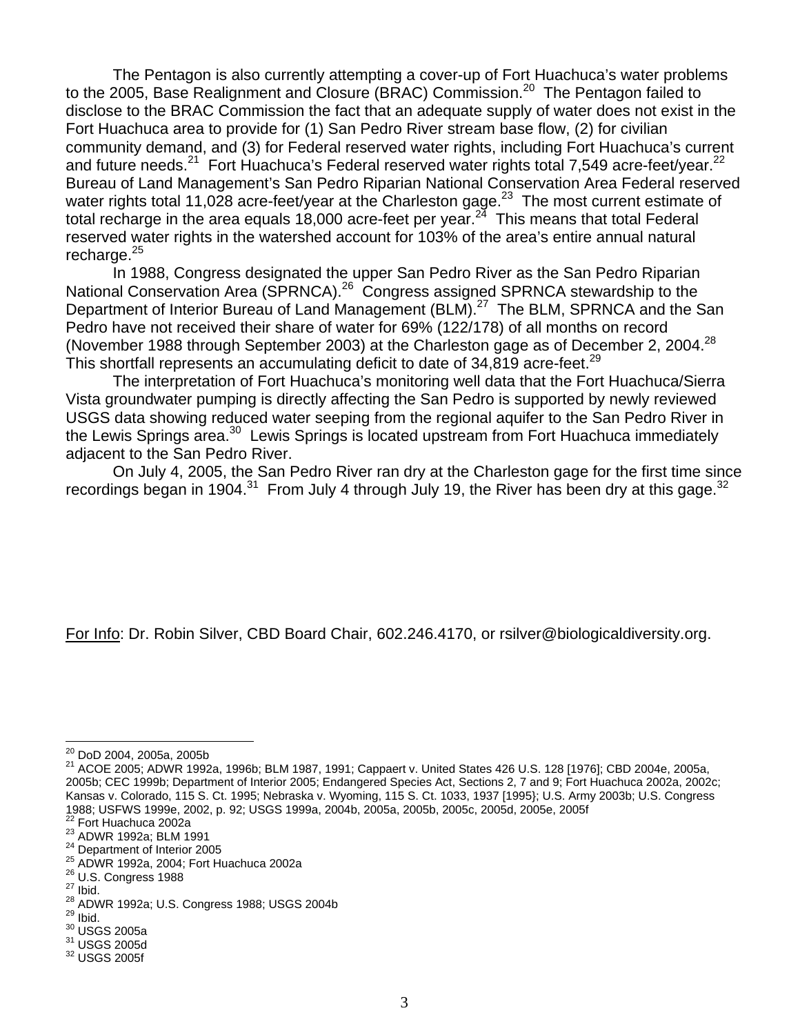The Pentagon is also currently attempting a cover-up of Fort Huachuca's water problems to the 2005, Base Realignment and Closure (BRAC) Commission.[20] The Pentagon failed to disclose to the BRAC Commission the fact that an adequate supply of water does not exist in the Fort Huachuca area to provide for (1) San Pedro River stream base flow, (2) for civilian community demand, and (3) for Federal reserved water rights, including Fort Huachuca's current and future needs.[21] Fort Huachuca's Federal reserved water rights total 7,549 acre-feet/year.[22] Bureau of Land Management's San Pedro Riparian National Conservation Area Federal reserved water rights total 11,028 acre-feet/year at the Charleston gage.[23] The most current estimate of total recharge in the area equals 18,000 acre-feet per year.[24] This means that total Federal reserved water rights in the watershed account for 103% of the area's entire annual natural recharge.[25]

In 1988, Congress designated the upper San Pedro River as the San Pedro Riparian National Conservation Area (SPRNCA).[26] Congress assigned SPRNCA stewardship to the Department of Interior Bureau of Land Management (BLM).[27] The BLM, SPRNCA and the San Pedro have not received their share of water for 69% (122/178) of all months on record (November 1988 through September 2003) at the Charleston gage as of December 2, 2004.[28] This shortfall represents an accumulating deficit to date of 34,819 acre-feet.[29]

The interpretation of Fort Huachuca's monitoring well data that the Fort Huachuca/Sierra Vista groundwater pumping is directly affecting the San Pedro is supported by newly reviewed USGS data showing reduced water seeping from the regional aquifer to the San Pedro River in the Lewis Springs area.[30] Lewis Springs is located upstream from Fort Huachuca immediately adjacent to the San Pedro River.

On July 4, 2005, the San Pedro River ran dry at the Charleston gage for the first time since recordings began in 1904.[31] From July 4 through July 19, the River has been dry at this gage.[32]

For Info: Dr. Robin Silver, CBD Board Chair, 602.246.4170, or rsilver@biologicaldiversity.org.

---

[20] DoD 2004, 2005a, 2005b

[21] ACOE 2005; ADWR 1992a, 1996b; BLM 1987, 1991; Cappaert v. United States 426 U.S. 128 [1976]; CBD 2004e, 2005a, 2005b; CEC 1999b; Department of Interior 2005; Endangered Species Act, Sections 2, 7 and 9; Fort Huachuca 2002a, 2002c; Kansas v. Colorado, 115 S. Ct. 1995; Nebraska v. Wyoming, 115 S. Ct. 1033, 1937 [1995}; U.S. Army 2003b; U.S. Congress 1988; USFWS 1999e, 2002, p. 92; USGS 1999a, 2004b, 2005a, 2005b, 2005c, 2005d, 2005e, 2005f

[22] Fort Huachuca 2002a

[23] ADWR 1992a; BLM 1991

[24] Department of Interior 2005

[25] ADWR 1992a, 2004; Fort Huachuca 2002a

[26] U.S. Congress 1988

[27] Ibid.

[28] ADWR 1992a; U.S. Congress 1988; USGS 2004b

[29] Ibid.

[30] USGS 2005a

[31] USGS 2005d

[32] USGS 2005f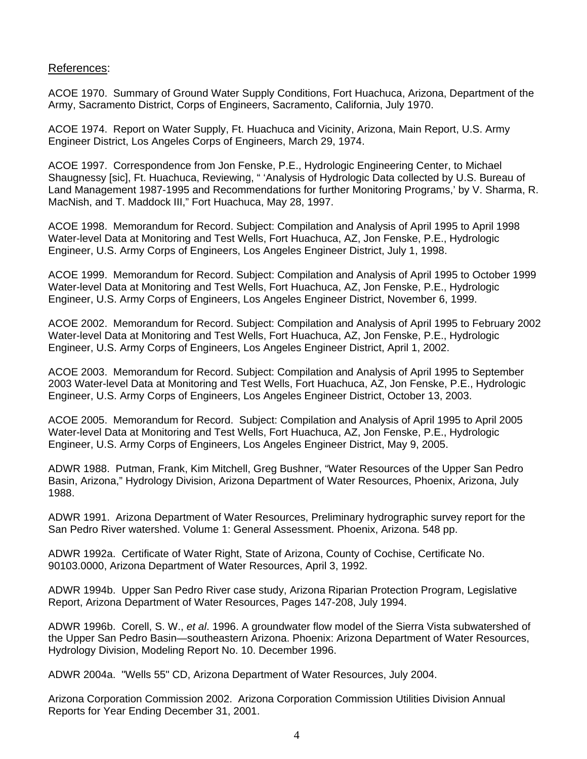<u>References</u>:

ACOE 1970. Summary of Ground Water Supply Conditions, Fort Huachuca, Arizona, Department of the Army, Sacramento District, Corps of Engineers, Sacramento, California, July 1970.

ACOE 1974. Report on Water Supply, Ft. Huachuca and Vicinity, Arizona, Main Report, U.S. Army Engineer District, Los Angeles Corps of Engineers, March 29, 1974.

ACOE 1997. Correspondence from Jon Fenske, P.E., Hydrologic Engineering Center, to Michael Shaugnessy [sic], Ft. Huachuca, Reviewing, " 'Analysis of Hydrologic Data collected by U.S. Bureau of Land Management 1987-1995 and Recommendations for further Monitoring Programs,' by V. Sharma, R. MacNish, and T. Maddock III," Fort Huachuca, May 28, 1997.

ACOE 1998. Memorandum for Record. Subject: Compilation and Analysis of April 1995 to April 1998 Water-level Data at Monitoring and Test Wells, Fort Huachuca, AZ, Jon Fenske, P.E., Hydrologic Engineer, U.S. Army Corps of Engineers, Los Angeles Engineer District, July 1, 1998.

ACOE 1999. Memorandum for Record. Subject: Compilation and Analysis of April 1995 to October 1999 Water-level Data at Monitoring and Test Wells, Fort Huachuca, AZ, Jon Fenske, P.E., Hydrologic Engineer, U.S. Army Corps of Engineers, Los Angeles Engineer District, November 6, 1999.

ACOE 2002. Memorandum for Record. Subject: Compilation and Analysis of April 1995 to February 2002 Water-level Data at Monitoring and Test Wells, Fort Huachuca, AZ, Jon Fenske, P.E., Hydrologic Engineer, U.S. Army Corps of Engineers, Los Angeles Engineer District, April 1, 2002.

ACOE 2003. Memorandum for Record. Subject: Compilation and Analysis of April 1995 to September 2003 Water-level Data at Monitoring and Test Wells, Fort Huachuca, AZ, Jon Fenske, P.E., Hydrologic Engineer, U.S. Army Corps of Engineers, Los Angeles Engineer District, October 13, 2003.

ACOE 2005. Memorandum for Record. Subject: Compilation and Analysis of April 1995 to April 2005 Water-level Data at Monitoring and Test Wells, Fort Huachuca, AZ, Jon Fenske, P.E., Hydrologic Engineer, U.S. Army Corps of Engineers, Los Angeles Engineer District, May 9, 2005.

ADWR 1988. Putman, Frank, Kim Mitchell, Greg Bushner, "Water Resources of the Upper San Pedro Basin, Arizona," Hydrology Division, Arizona Department of Water Resources, Phoenix, Arizona, July 1988.

ADWR 1991. Arizona Department of Water Resources, Preliminary hydrographic survey report for the San Pedro River watershed. Volume 1: General Assessment. Phoenix, Arizona. 548 pp.

ADWR 1992a. Certificate of Water Right, State of Arizona, County of Cochise, Certificate No. 90103.0000, Arizona Department of Water Resources, April 3, 1992.

ADWR 1994b. Upper San Pedro River case study, Arizona Riparian Protection Program, Legislative Report, Arizona Department of Water Resources, Pages 147-208, July 1994.

ADWR 1996b. Corell, S. W., *et al*. 1996. A groundwater flow model of the Sierra Vista subwatershed of the Upper San Pedro Basin—southeastern Arizona. Phoenix: Arizona Department of Water Resources, Hydrology Division, Modeling Report No. 10. December 1996.

ADWR 2004a. "Wells 55" CD, Arizona Department of Water Resources, July 2004.

Arizona Corporation Commission 2002. Arizona Corporation Commission Utilities Division Annual Reports for Year Ending December 31, 2001.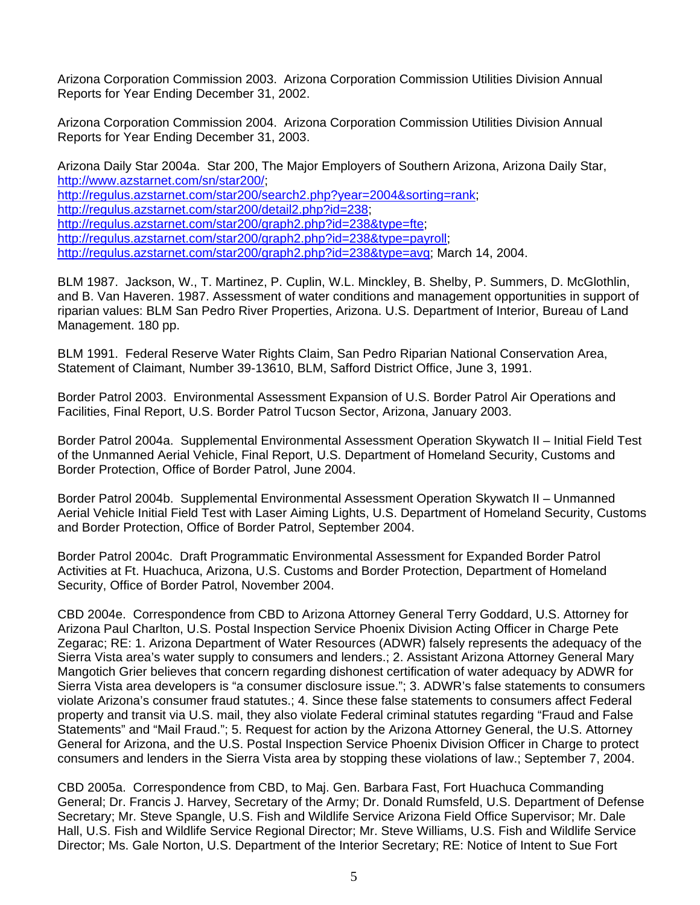Arizona Corporation Commission 2003. Arizona Corporation Commission Utilities Division Annual Reports for Year Ending December 31, 2002.

Arizona Corporation Commission 2004. Arizona Corporation Commission Utilities Division Annual Reports for Year Ending December 31, 2003.

Arizona Daily Star 2004a. Star 200, The Major Employers of Southern Arizona, Arizona Daily Star, http://www.azstarnet.com/sn/star200/; http://regulus.azstarnet.com/star200/search2.php?year=2004&sorting=rank; http://regulus.azstarnet.com/star200/detail2.php?id=238; http://regulus.azstarnet.com/star200/graph2.php?id=238&type=fte; http://regulus.azstarnet.com/star200/graph2.php?id=238&type=payroll; http://regulus.azstarnet.com/star200/graph2.php?id=238&type=avg; March 14, 2004.

BLM 1987. Jackson, W., T. Martinez, P. Cuplin, W.L. Minckley, B. Shelby, P. Summers, D. McGlothlin, and B. Van Haveren. 1987. Assessment of water conditions and management opportunities in support of riparian values: BLM San Pedro River Properties, Arizona. U.S. Department of Interior, Bureau of Land Management. 180 pp.

BLM 1991. Federal Reserve Water Rights Claim, San Pedro Riparian National Conservation Area, Statement of Claimant, Number 39-13610, BLM, Safford District Office, June 3, 1991.

Border Patrol 2003. Environmental Assessment Expansion of U.S. Border Patrol Air Operations and Facilities, Final Report, U.S. Border Patrol Tucson Sector, Arizona, January 2003.

Border Patrol 2004a. Supplemental Environmental Assessment Operation Skywatch II – Initial Field Test of the Unmanned Aerial Vehicle, Final Report, U.S. Department of Homeland Security, Customs and Border Protection, Office of Border Patrol, June 2004.

Border Patrol 2004b. Supplemental Environmental Assessment Operation Skywatch II – Unmanned Aerial Vehicle Initial Field Test with Laser Aiming Lights, U.S. Department of Homeland Security, Customs and Border Protection, Office of Border Patrol, September 2004.

Border Patrol 2004c. Draft Programmatic Environmental Assessment for Expanded Border Patrol Activities at Ft. Huachuca, Arizona, U.S. Customs and Border Protection, Department of Homeland Security, Office of Border Patrol, November 2004.

CBD 2004e. Correspondence from CBD to Arizona Attorney General Terry Goddard, U.S. Attorney for Arizona Paul Charlton, U.S. Postal Inspection Service Phoenix Division Acting Officer in Charge Pete Zegarac; RE: 1. Arizona Department of Water Resources (ADWR) falsely represents the adequacy of the Sierra Vista area's water supply to consumers and lenders.; 2. Assistant Arizona Attorney General Mary Mangotich Grier believes that concern regarding dishonest certification of water adequacy by ADWR for Sierra Vista area developers is "a consumer disclosure issue."; 3. ADWR's false statements to consumers violate Arizona's consumer fraud statutes.; 4. Since these false statements to consumers affect Federal property and transit via U.S. mail, they also violate Federal criminal statutes regarding "Fraud and False Statements" and "Mail Fraud."; 5. Request for action by the Arizona Attorney General, the U.S. Attorney General for Arizona, and the U.S. Postal Inspection Service Phoenix Division Officer in Charge to protect consumers and lenders in the Sierra Vista area by stopping these violations of law.; September 7, 2004.

CBD 2005a. Correspondence from CBD, to Maj. Gen. Barbara Fast, Fort Huachuca Commanding General; Dr. Francis J. Harvey, Secretary of the Army; Dr. Donald Rumsfeld, U.S. Department of Defense Secretary; Mr. Steve Spangle, U.S. Fish and Wildlife Service Arizona Field Office Supervisor; Mr. Dale Hall, U.S. Fish and Wildlife Service Regional Director; Mr. Steve Williams, U.S. Fish and Wildlife Service Director; Ms. Gale Norton, U.S. Department of the Interior Secretary; RE: Notice of Intent to Sue Fort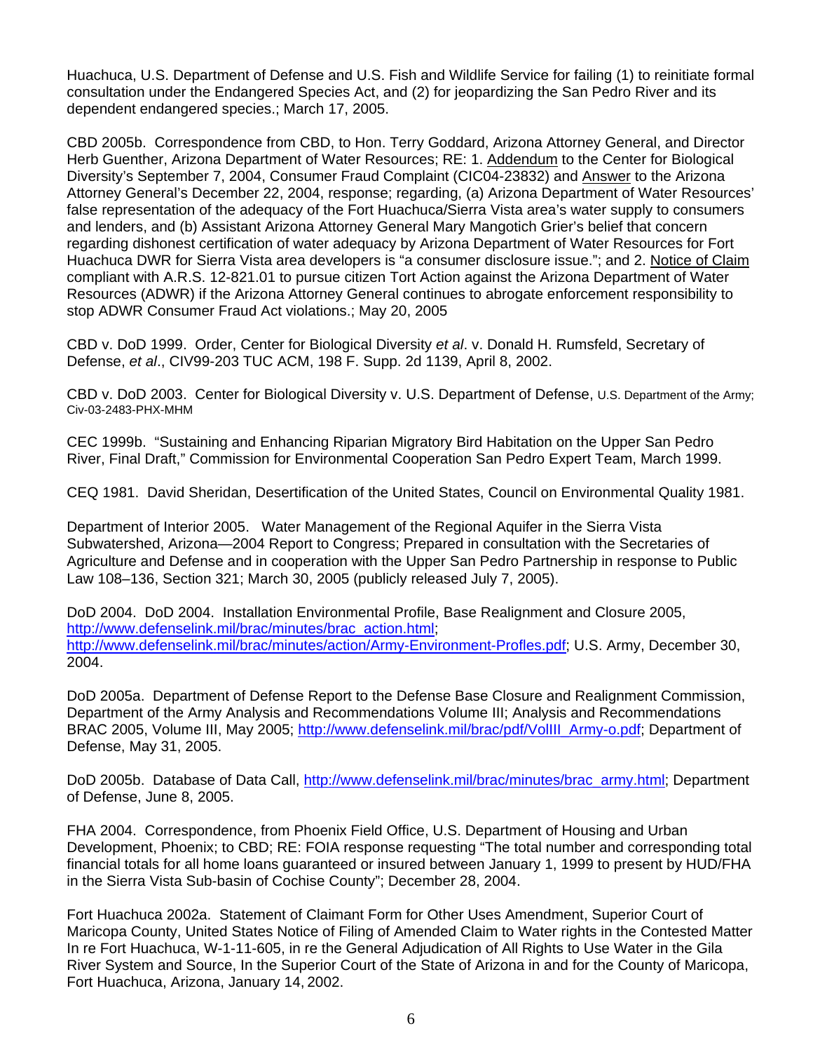Huachuca, U.S. Department of Defense and U.S. Fish and Wildlife Service for failing (1) to reinitiate formal consultation under the Endangered Species Act, and (2) for jeopardizing the San Pedro River and its dependent endangered species.; March 17, 2005.

CBD 2005b. Correspondence from CBD, to Hon. Terry Goddard, Arizona Attorney General, and Director Herb Guenther, Arizona Department of Water Resources; RE: 1. <u>Addendum</u> to the Center for Biological Diversity's September 7, 2004, Consumer Fraud Complaint (CIC04-23832) and <u>Answer</u> to the Arizona Attorney General's December 22, 2004, response; regarding, (a) Arizona Department of Water Resources' false representation of the adequacy of the Fort Huachuca/Sierra Vista area's water supply to consumers and lenders, and (b) Assistant Arizona Attorney General Mary Mangotich Grier's belief that concern regarding dishonest certification of water adequacy by Arizona Department of Water Resources for Fort Huachuca DWR for Sierra Vista area developers is "a consumer disclosure issue."; and 2. <u>Notice of Claim</u> compliant with A.R.S. 12-821.01 to pursue citizen Tort Action against the Arizona Department of Water Resources (ADWR) if the Arizona Attorney General continues to abrogate enforcement responsibility to stop ADWR Consumer Fraud Act violations.; May 20, 2005

CBD v. DoD 1999. Order, Center for Biological Diversity *et al*. v. Donald H. Rumsfeld, Secretary of Defense, *et al*., CIV99-203 TUC ACM, 198 F. Supp. 2d 1139, April 8, 2002.

CBD v. DoD 2003. Center for Biological Diversity v. U.S. Department of Defense, U.S. Department of the Army; Civ-03-2483-PHX-MHM

CEC 1999b. "Sustaining and Enhancing Riparian Migratory Bird Habitation on the Upper San Pedro River, Final Draft," Commission for Environmental Cooperation San Pedro Expert Team, March 1999.

CEQ 1981. David Sheridan, Desertification of the United States, Council on Environmental Quality 1981.

Department of Interior 2005. Water Management of the Regional Aquifer in the Sierra Vista Subwatershed, Arizona—2004 Report to Congress; Prepared in consultation with the Secretaries of Agriculture and Defense and in cooperation with the Upper San Pedro Partnership in response to Public Law 108–136, Section 321; March 30, 2005 (publicly released July 7, 2005).

DoD 2004. DoD 2004. Installation Environmental Profile, Base Realignment and Closure 2005, http://www.defenselink.mil/brac/minutes/brac_action.html; http://www.defenselink.mil/brac/minutes/action/Army-Environment-Profles.pdf; U.S. Army, December 30, 2004.

DoD 2005a. Department of Defense Report to the Defense Base Closure and Realignment Commission, Department of the Army Analysis and Recommendations Volume III; Analysis and Recommendations BRAC 2005, Volume III, May 2005; http://www.defenselink.mil/brac/pdf/VolIII_Army-o.pdf; Department of Defense, May 31, 2005.

DoD 2005b. Database of Data Call, http://www.defenselink.mil/brac/minutes/brac_army.html; Department of Defense, June 8, 2005.

FHA 2004. Correspondence, from Phoenix Field Office, U.S. Department of Housing and Urban Development, Phoenix; to CBD; RE: FOIA response requesting "The total number and corresponding total financial totals for all home loans guaranteed or insured between January 1, 1999 to present by HUD/FHA in the Sierra Vista Sub-basin of Cochise County"; December 28, 2004.

Fort Huachuca 2002a. Statement of Claimant Form for Other Uses Amendment, Superior Court of Maricopa County, United States Notice of Filing of Amended Claim to Water rights in the Contested Matter In re Fort Huachuca, W-1-11-605, in re the General Adjudication of All Rights to Use Water in the Gila River System and Source, In the Superior Court of the State of Arizona in and for the County of Maricopa, Fort Huachuca, Arizona, January 14, 2002.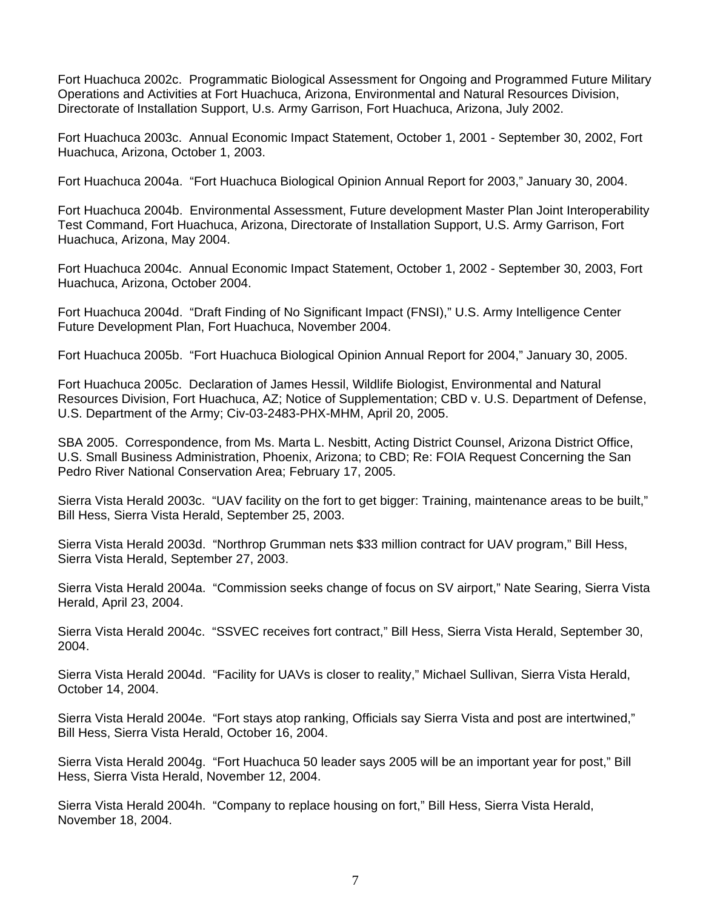Fort Huachuca 2002c. Programmatic Biological Assessment for Ongoing and Programmed Future Military Operations and Activities at Fort Huachuca, Arizona, Environmental and Natural Resources Division, Directorate of Installation Support, U.s. Army Garrison, Fort Huachuca, Arizona, July 2002.

Fort Huachuca 2003c. Annual Economic Impact Statement, October 1, 2001 - September 30, 2002, Fort Huachuca, Arizona, October 1, 2003.

Fort Huachuca 2004a. "Fort Huachuca Biological Opinion Annual Report for 2003," January 30, 2004.

Fort Huachuca 2004b. Environmental Assessment, Future development Master Plan Joint Interoperability Test Command, Fort Huachuca, Arizona, Directorate of Installation Support, U.S. Army Garrison, Fort Huachuca, Arizona, May 2004.

Fort Huachuca 2004c. Annual Economic Impact Statement, October 1, 2002 - September 30, 2003, Fort Huachuca, Arizona, October 2004.

Fort Huachuca 2004d. "Draft Finding of No Significant Impact (FNSI)," U.S. Army Intelligence Center Future Development Plan, Fort Huachuca, November 2004.

Fort Huachuca 2005b. "Fort Huachuca Biological Opinion Annual Report for 2004," January 30, 2005.

Fort Huachuca 2005c. Declaration of James Hessil, Wildlife Biologist, Environmental and Natural Resources Division, Fort Huachuca, AZ; Notice of Supplementation; CBD v. U.S. Department of Defense, U.S. Department of the Army; Civ-03-2483-PHX-MHM, April 20, 2005.

SBA 2005. Correspondence, from Ms. Marta L. Nesbitt, Acting District Counsel, Arizona District Office, U.S. Small Business Administration, Phoenix, Arizona; to CBD; Re: FOIA Request Concerning the San Pedro River National Conservation Area; February 17, 2005.

Sierra Vista Herald 2003c. "UAV facility on the fort to get bigger: Training, maintenance areas to be built," Bill Hess, Sierra Vista Herald, September 25, 2003.

Sierra Vista Herald 2003d. "Northrop Grumman nets $33 million contract for UAV program," Bill Hess, Sierra Vista Herald, September 27, 2003.

Sierra Vista Herald 2004a. "Commission seeks change of focus on SV airport," Nate Searing, Sierra Vista Herald, April 23, 2004.

Sierra Vista Herald 2004c. "SSVEC receives fort contract," Bill Hess, Sierra Vista Herald, September 30, 2004.

Sierra Vista Herald 2004d. "Facility for UAVs is closer to reality," Michael Sullivan, Sierra Vista Herald, October 14, 2004.

Sierra Vista Herald 2004e. "Fort stays atop ranking, Officials say Sierra Vista and post are intertwined," Bill Hess, Sierra Vista Herald, October 16, 2004.

Sierra Vista Herald 2004g. "Fort Huachuca 50 leader says 2005 will be an important year for post," Bill Hess, Sierra Vista Herald, November 12, 2004.

Sierra Vista Herald 2004h. "Company to replace housing on fort," Bill Hess, Sierra Vista Herald, November 18, 2004.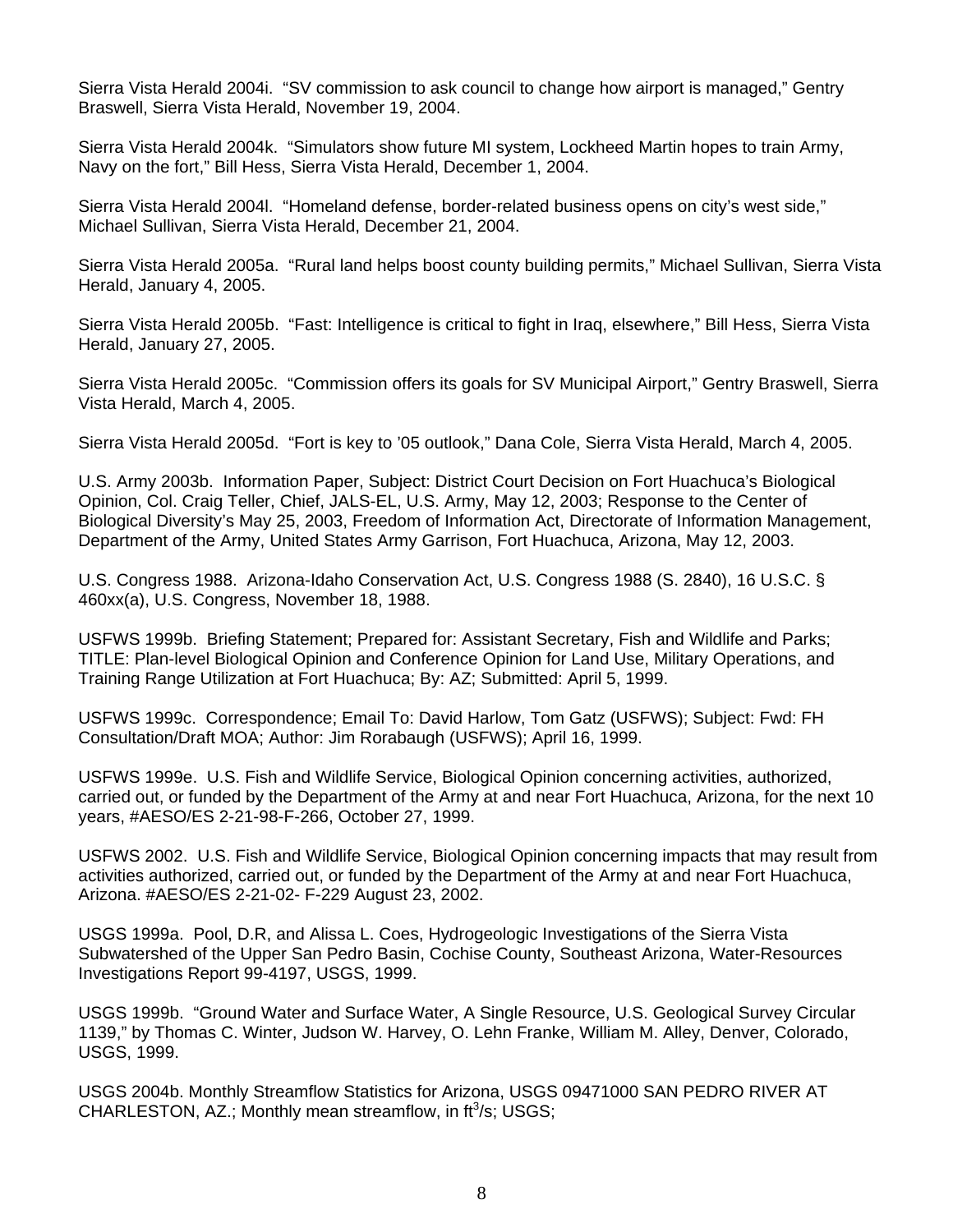Sierra Vista Herald 2004i. "SV commission to ask council to change how airport is managed," Gentry Braswell, Sierra Vista Herald, November 19, 2004.

Sierra Vista Herald 2004k. "Simulators show future MI system, Lockheed Martin hopes to train Army, Navy on the fort," Bill Hess, Sierra Vista Herald, December 1, 2004.

Sierra Vista Herald 2004l. "Homeland defense, border-related business opens on city's west side," Michael Sullivan, Sierra Vista Herald, December 21, 2004.

Sierra Vista Herald 2005a. "Rural land helps boost county building permits," Michael Sullivan, Sierra Vista Herald, January 4, 2005.

Sierra Vista Herald 2005b. "Fast: Intelligence is critical to fight in Iraq, elsewhere," Bill Hess, Sierra Vista Herald, January 27, 2005.

Sierra Vista Herald 2005c. "Commission offers its goals for SV Municipal Airport," Gentry Braswell, Sierra Vista Herald, March 4, 2005.

Sierra Vista Herald 2005d. "Fort is key to '05 outlook," Dana Cole, Sierra Vista Herald, March 4, 2005.

U.S. Army 2003b. Information Paper, Subject: District Court Decision on Fort Huachuca's Biological Opinion, Col. Craig Teller, Chief, JALS-EL, U.S. Army, May 12, 2003; Response to the Center of Biological Diversity's May 25, 2003, Freedom of Information Act, Directorate of Information Management, Department of the Army, United States Army Garrison, Fort Huachuca, Arizona, May 12, 2003.

U.S. Congress 1988. Arizona-Idaho Conservation Act, U.S. Congress 1988 (S. 2840), 16 U.S.C. § 460xx(a), U.S. Congress, November 18, 1988.

USFWS 1999b. Briefing Statement; Prepared for: Assistant Secretary, Fish and Wildlife and Parks; TITLE: Plan-level Biological Opinion and Conference Opinion for Land Use, Military Operations, and Training Range Utilization at Fort Huachuca; By: AZ; Submitted: April 5, 1999.

USFWS 1999c. Correspondence; Email To: David Harlow, Tom Gatz (USFWS); Subject: Fwd: FH Consultation/Draft MOA; Author: Jim Rorabaugh (USFWS); April 16, 1999.

USFWS 1999e. U.S. Fish and Wildlife Service, Biological Opinion concerning activities, authorized, carried out, or funded by the Department of the Army at and near Fort Huachuca, Arizona, for the next 10 years, #AESO/ES 2-21-98-F-266, October 27, 1999.

USFWS 2002. U.S. Fish and Wildlife Service, Biological Opinion concerning impacts that may result from activities authorized, carried out, or funded by the Department of the Army at and near Fort Huachuca, Arizona. #AESO/ES 2-21-02- F-229 August 23, 2002.

USGS 1999a. Pool, D.R, and Alissa L. Coes, Hydrogeologic Investigations of the Sierra Vista Subwatershed of the Upper San Pedro Basin, Cochise County, Southeast Arizona, Water-Resources Investigations Report 99-4197, USGS, 1999.

USGS 1999b. "Ground Water and Surface Water, A Single Resource, U.S. Geological Survey Circular 1139," by Thomas C. Winter, Judson W. Harvey, O. Lehn Franke, William M. Alley, Denver, Colorado, USGS, 1999.

USGS 2004b. Monthly Streamflow Statistics for Arizona, USGS 09471000 SAN PEDRO RIVER AT CHARLESTON, AZ.; Monthly mean streamflow, in $ft^3/s$; USGS;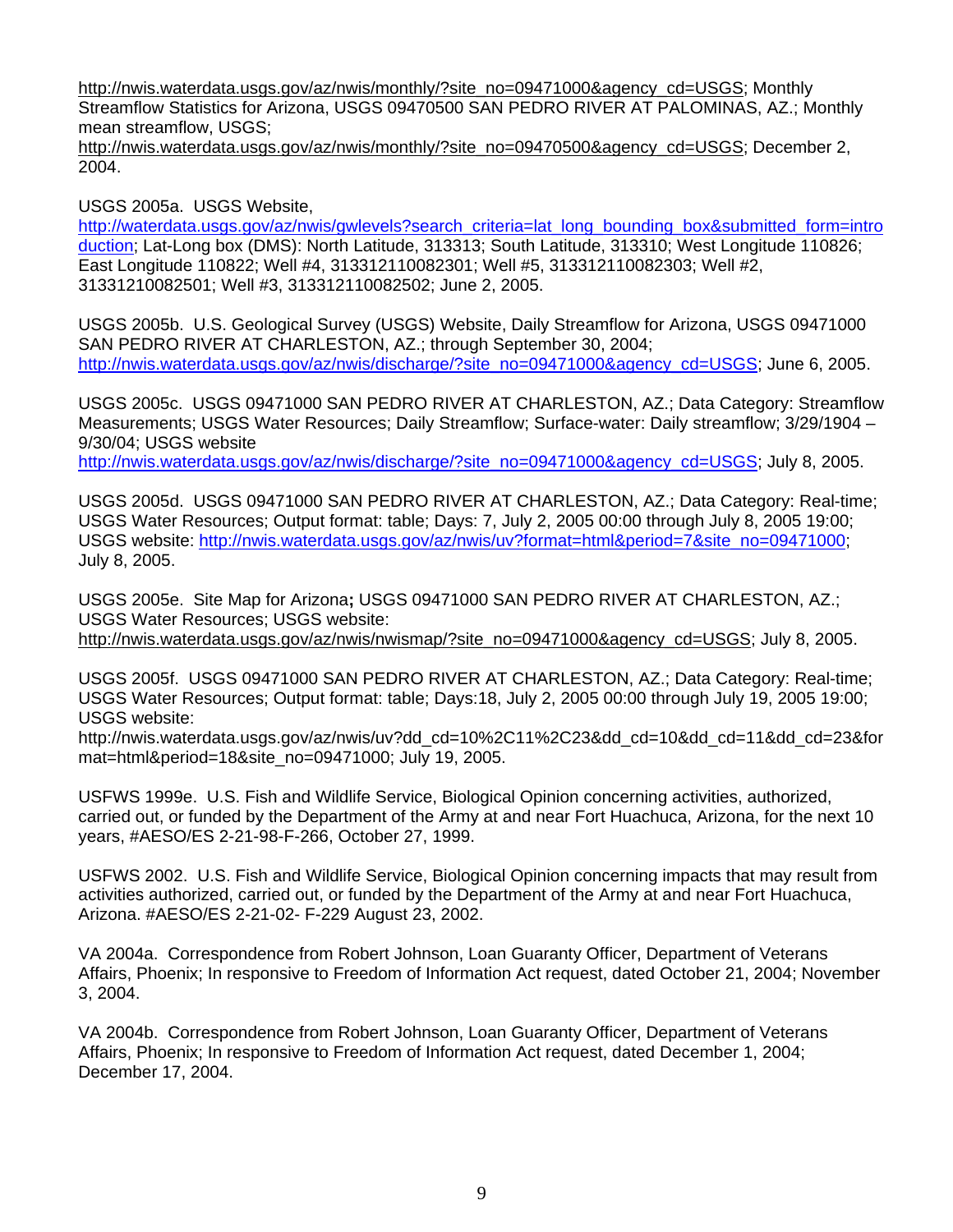http://nwis.waterdata.usgs.gov/az/nwis/monthly/?site_no=09471000&agency_cd=USGS; Monthly Streamflow Statistics for Arizona, USGS 09470500 SAN PEDRO RIVER AT PALOMINAS, AZ.; Monthly mean streamflow, USGS; http://nwis.waterdata.usgs.gov/az/nwis/monthly/?site_no=09470500&agency_cd=USGS; December 2, 2004.

USGS 2005a. USGS Website, http://waterdata.usgs.gov/az/nwis/gwlevels?search_criteria=lat_long_bounding_box&submitted_form=introduction; Lat-Long box (DMS): North Latitude, 313313; South Latitude, 313310; West Longitude 110826; East Longitude 110822; Well #4, 313312110082301; Well #5, 313312110082303; Well #2, 31331210082501; Well #3, 313312110082502; June 2, 2005.

USGS 2005b. U.S. Geological Survey (USGS) Website, Daily Streamflow for Arizona, USGS 09471000 SAN PEDRO RIVER AT CHARLESTON, AZ.; through September 30, 2004; http://nwis.waterdata.usgs.gov/az/nwis/discharge/?site_no=09471000&agency_cd=USGS; June 6, 2005.

USGS 2005c. USGS 09471000 SAN PEDRO RIVER AT CHARLESTON, AZ.; Data Category: Streamflow Measurements; USGS Water Resources; Daily Streamflow; Surface-water: Daily streamflow; 3/29/1904 – 9/30/04; USGS website http://nwis.waterdata.usgs.gov/az/nwis/discharge/?site_no=09471000&agency_cd=USGS; July 8, 2005.

USGS 2005d. USGS 09471000 SAN PEDRO RIVER AT CHARLESTON, AZ.; Data Category: Real-time; USGS Water Resources; Output format: table; Days: 7, July 2, 2005 00:00 through July 8, 2005 19:00; USGS website: http://nwis.waterdata.usgs.gov/az/nwis/uv?format=html&period=7&site_no=09471000; July 8, 2005.

USGS 2005e. Site Map for Arizona**;** USGS 09471000 SAN PEDRO RIVER AT CHARLESTON, AZ.; USGS Water Resources; USGS website: http://nwis.waterdata.usgs.gov/az/nwis/nwismap/?site_no=09471000&agency_cd=USGS; July 8, 2005.

USGS 2005f. USGS 09471000 SAN PEDRO RIVER AT CHARLESTON, AZ.; Data Category: Real-time; USGS Water Resources; Output format: table; Days:18, July 2, 2005 00:00 through July 19, 2005 19:00; USGS website: http://nwis.waterdata.usgs.gov/az/nwis/uv?dd_cd=10%2C11%2C23&dd_cd=10&dd_cd=11&dd_cd=23&format=html&period=18&site_no=09471000; July 19, 2005.

USFWS 1999e. U.S. Fish and Wildlife Service, Biological Opinion concerning activities, authorized, carried out, or funded by the Department of the Army at and near Fort Huachuca, Arizona, for the next 10 years, #AESO/ES 2-21-98-F-266, October 27, 1999.

USFWS 2002. U.S. Fish and Wildlife Service, Biological Opinion concerning impacts that may result from activities authorized, carried out, or funded by the Department of the Army at and near Fort Huachuca, Arizona. #AESO/ES 2-21-02- F-229 August 23, 2002.

VA 2004a. Correspondence from Robert Johnson, Loan Guaranty Officer, Department of Veterans Affairs, Phoenix; In responsive to Freedom of Information Act request, dated October 21, 2004; November 3, 2004.

VA 2004b. Correspondence from Robert Johnson, Loan Guaranty Officer, Department of Veterans Affairs, Phoenix; In responsive to Freedom of Information Act request, dated December 1, 2004; December 17, 2004.